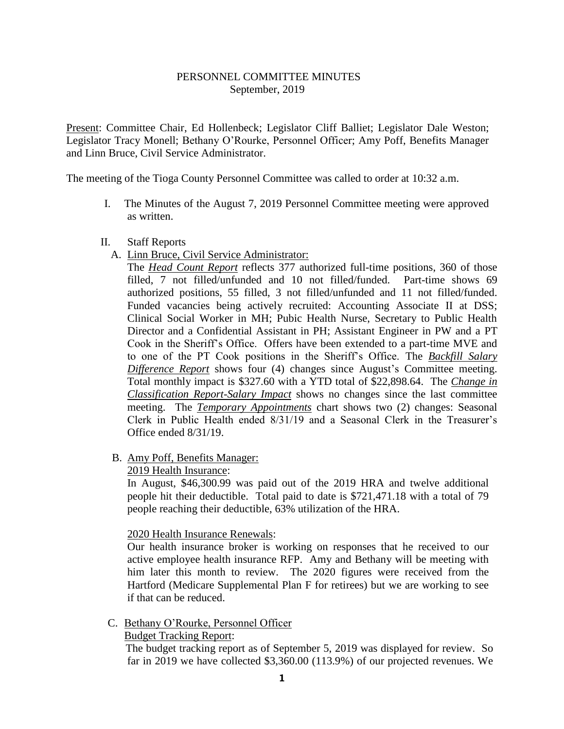# PERSONNEL COMMITTEE MINUTES
September, 2019

Present: Committee Chair, Ed Hollenbeck; Legislator Cliff Balliet; Legislator Dale Weston; Legislator Tracy Monell; Bethany O'Rourke, Personnel Officer; Amy Poff, Benefits Manager and Linn Bruce, Civil Service Administrator.

The meeting of the Tioga County Personnel Committee was called to order at 10:32 a.m.

I. The Minutes of the August 7, 2019 Personnel Committee meeting were approved as written.

II. Staff Reports

A. Linn Bruce, Civil Service Administrator:

The ***Head Count Report*** reflects 377 authorized full-time positions, 360 of those filled, 7 not filled/unfunded and 10 not filled/funded. Part-time shows 69 authorized positions, 55 filled, 3 not filled/unfunded and 11 not filled/funded. Funded vacancies being actively recruited: Accounting Associate II at DSS; Clinical Social Worker in MH; Pubic Health Nurse, Secretary to Public Health Director and a Confidential Assistant in PH; Assistant Engineer in PW and a PT Cook in the Sheriff's Office. Offers have been extended to a part-time MVE and to one of the PT Cook positions in the Sheriff's Office. The ***Backfill Salary Difference Report*** shows four (4) changes since August's Committee meeting. Total monthly impact is $327.60 with a YTD total of $22,898.64. The ***Change in Classification Report-Salary Impact*** shows no changes since the last committee meeting. The ***Temporary Appointments*** chart shows two (2) changes: Seasonal Clerk in Public Health ended 8/31/19 and a Seasonal Clerk in the Treasurer's Office ended 8/31/19.

B. Amy Poff, Benefits Manager:

2019 Health Insurance:

In August, $46,300.99 was paid out of the 2019 HRA and twelve additional people hit their deductible. Total paid to date is $721,471.18 with a total of 79 people reaching their deductible, 63% utilization of the HRA.

2020 Health Insurance Renewals:

Our health insurance broker is working on responses that he received to our active employee health insurance RFP. Amy and Bethany will be meeting with him later this month to review. The 2020 figures were received from the Hartford (Medicare Supplemental Plan F for retirees) but we are working to see if that can be reduced.

C. Bethany O'Rourke, Personnel Officer

Budget Tracking Report:

The budget tracking report as of September 5, 2019 was displayed for review. So far in 2019 we have collected $3,360.00 (113.9%) of our projected revenues. We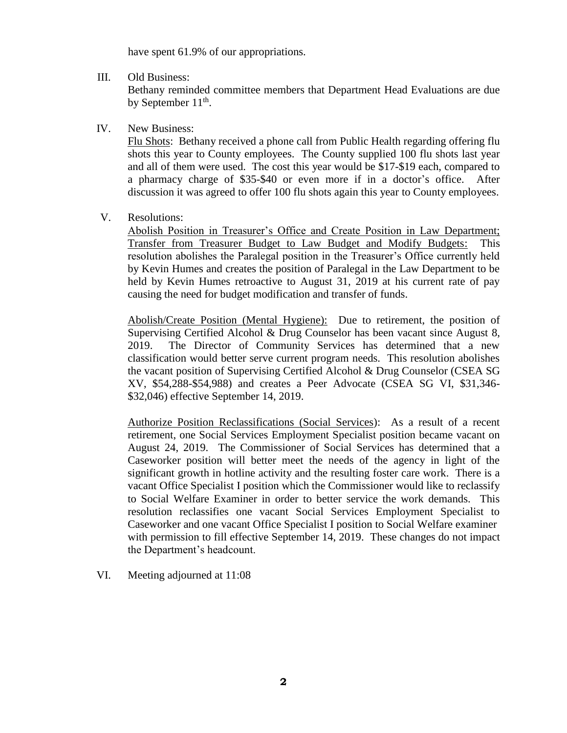have spent 61.9% of our appropriations.

III. Old Business:
Bethany reminded committee members that Department Head Evaluations are due by September 11th.

IV. New Business:
Flu Shots: Bethany received a phone call from Public Health regarding offering flu shots this year to County employees. The County supplied 100 flu shots last year and all of them were used. The cost this year would be \$17-\$19 each, compared to a pharmacy charge of \$35-\$40 or even more if in a doctor's office. After discussion it was agreed to offer 100 flu shots again this year to County employees.

V. Resolutions:
Abolish Position in Treasurer's Office and Create Position in Law Department; Transfer from Treasurer Budget to Law Budget and Modify Budgets: This resolution abolishes the Paralegal position in the Treasurer's Office currently held by Kevin Humes and creates the position of Paralegal in the Law Department to be held by Kevin Humes retroactive to August 31, 2019 at his current rate of pay causing the need for budget modification and transfer of funds.

Abolish/Create Position (Mental Hygiene): Due to retirement, the position of Supervising Certified Alcohol & Drug Counselor has been vacant since August 8, 2019. The Director of Community Services has determined that a new classification would better serve current program needs. This resolution abolishes the vacant position of Supervising Certified Alcohol & Drug Counselor (CSEA SG XV, \$54,288-\$54,988) and creates a Peer Advocate (CSEA SG VI, \$31,346-\$32,046) effective September 14, 2019.

Authorize Position Reclassifications (Social Services): As a result of a recent retirement, one Social Services Employment Specialist position became vacant on August 24, 2019. The Commissioner of Social Services has determined that a Caseworker position will better meet the needs of the agency in light of the significant growth in hotline activity and the resulting foster care work. There is a vacant Office Specialist I position which the Commissioner would like to reclassify to Social Welfare Examiner in order to better service the work demands. This resolution reclassifies one vacant Social Services Employment Specialist to Caseworker and one vacant Office Specialist I position to Social Welfare examiner with permission to fill effective September 14, 2019. These changes do not impact the Department's headcount.

VI. Meeting adjourned at 11:08